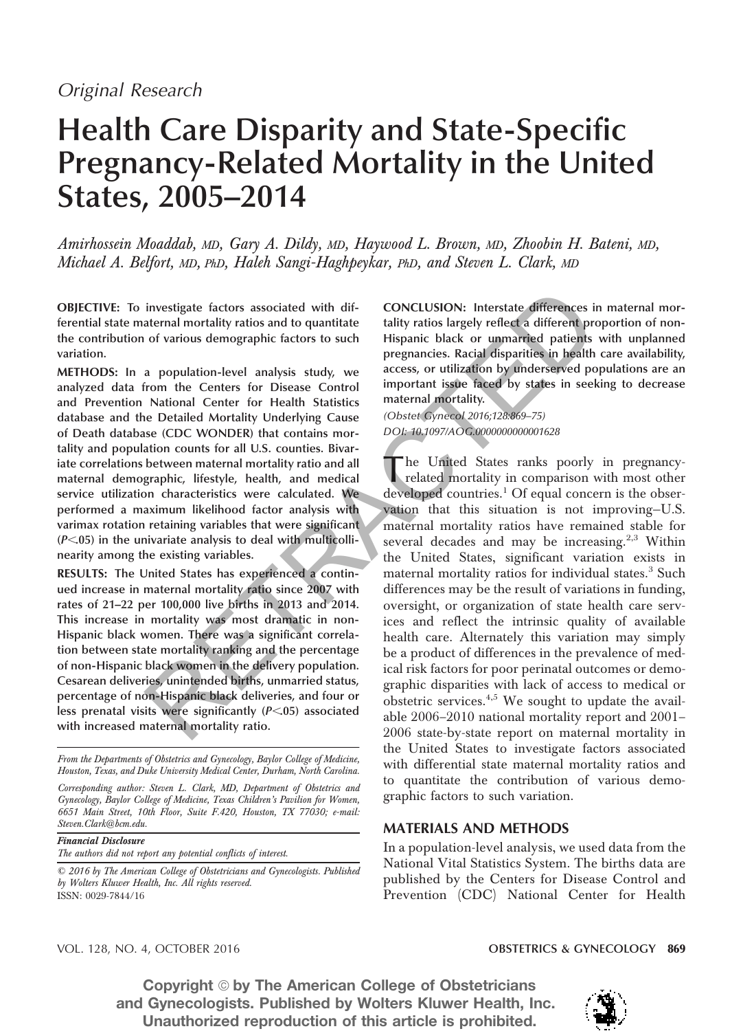*Original Research*

# Health Care Disparity and State-Specific Pregnancy-Related Mortality in the United States, 2005–2014

*Amirhossein Moaddab, MD, Gary A. Dildy, MD, Haywood L. Brown, MD, Zhoobin H. Bateni, MD, Michael A. Belfort, MD, PhD, Haleh Sangi-Haghpeykar, PhD, and Steven L. Clark, MD*

**OBJECTIVE:** To investigate factors associated with differential state maternal mortality ratios and to quantitate the contribution of various demographic factors to such variation.

**METHODS:** In a population-level analysis study, we analyzed data from the Centers for Disease Control and Prevention National Center for Health Statistics database and the Detailed Mortality Underlying Cause of Death database (CDC WONDER) that contains mortality and population counts for all U.S. counties. Bivariate correlations between maternal mortality ratio and all maternal demographic, lifestyle, health, and medical service utilization characteristics were calculated. We performed a maximum likelihood factor analysis with varimax rotation retaining variables that were significant ($P<.05$) in the univariate analysis to deal with multicollinearity among the existing variables.

**RESULTS:** The United States has experienced a continued increase in maternal mortality ratio since 2007 with rates of 21–22 per 100,000 live births in 2013 and 2014. This increase in mortality was most dramatic in non-Hispanic black women. There was a significant correlation between state mortality ranking and the percentage of non-Hispanic black women in the delivery population. Cesarean deliveries, unintended births, unmarried status, percentage of non-Hispanic black deliveries, and four or less prenatal visits were significantly ($P<.05$) associated with increased maternal mortality ratio.

**CONCLUSION:** Interstate differences in maternal mortality ratios largely reflect a different proportion of non-Hispanic black or unmarried patients with unplanned pregnancies. Racial disparities in health care availability, access, or utilization by underserved populations are an important issue faced by states in seeking to decrease maternal mortality.

*(Obstet Gynecol 2016;128:869–75)*

*DOI: 10.1097/AOG.0000000000001628*

*From the Departments of Obstetrics and Gynecology, Baylor College of Medicine, Houston, Texas, and Duke University Medical Center, Durham, North Carolina.*

*Corresponding author: Steven L. Clark, MD, Department of Obstetrics and Gynecology, Baylor College of Medicine, Texas Children's Pavilion for Women, 6651 Main Street, 10th Floor, Suite F.420, Houston, TX 77030; e-mail: Steven.Clark@bcm.edu.*

***Financial Disclosure***
*The authors did not report any potential conflicts of interest.*

*© 2016 by The American College of Obstetricians and Gynecologists. Published by Wolters Kluwer Health, Inc. All rights reserved.*
ISSN: 0029-7844/16

The United States ranks poorly in pregnancy-related mortality in comparison with most other developed countries.[1] Of equal concern is the observation that this situation is not improving–U.S. maternal mortality ratios have remained stable for several decades and may be increasing.[2,3] Within the United States, significant variation exists in maternal mortality ratios for individual states.[3] Such differences may be the result of variations in funding, oversight, or organization of state health care services and reflect the intrinsic quality of available health care. Alternately this variation may simply be a product of differences in the prevalence of medical risk factors for poor perinatal outcomes or demographic disparities with lack of access to medical or obstetric services.[4,5] We sought to update the available 2006–2010 national mortality report and 2001–2006 state-by-state report on maternal mortality in the United States to investigate factors associated with differential state maternal mortality ratios and to quantitate the contribution of various demographic factors to such variation.

## MATERIALS AND METHODS

In a population-level analysis, we used data from the National Vital Statistics System. The births data are published by the Centers for Disease Control and Prevention (CDC) National Center for Health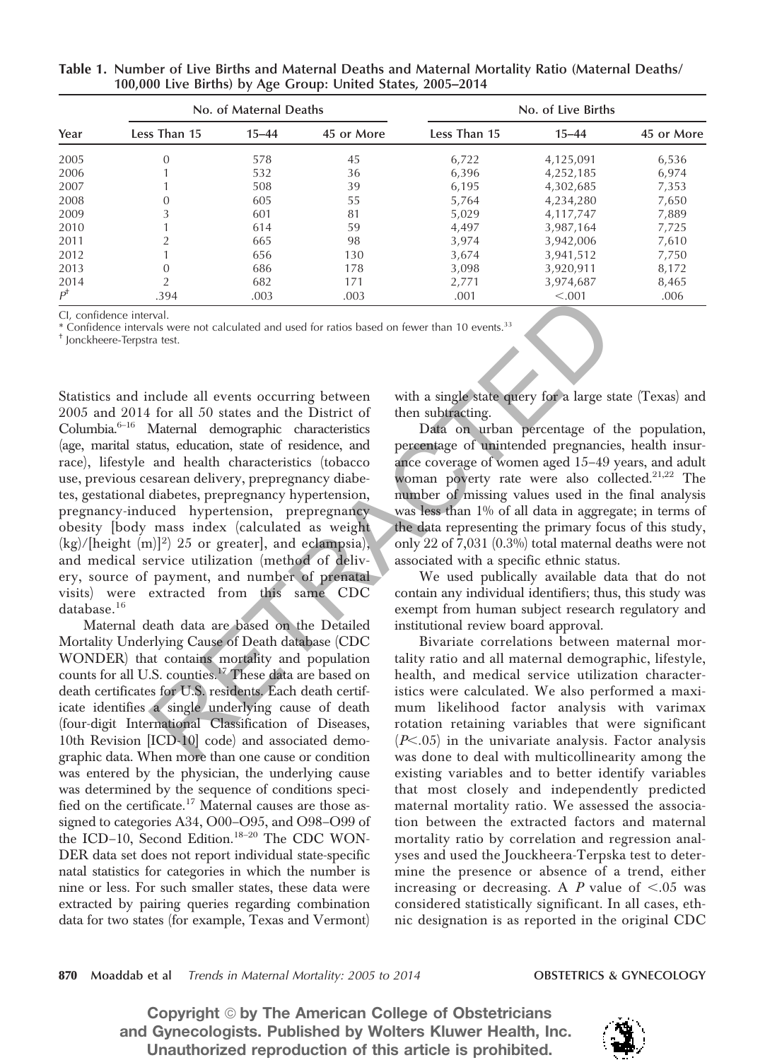**Table 1. Number of Live Births and Maternal Deaths and Maternal Mortality Ratio (Maternal Deaths/100,000 Live Births) by Age Group: United States, 2005–2014**

| Year | No. of Maternal Deaths | | | No. of Live Births | | |
|---|---|---|---|---|---|---|
| | Less Than 15 | 15–44 | 45 or More | Less Than 15 | 15–44 | 45 or More |
| 2005 | 0 | 578 | 45 | 6,722 | 4,125,091 | 6,536 |
| 2006 | 1 | 532 | 36 | 6,396 | 4,252,185 | 6,974 |
| 2007 | 1 | 508 | 39 | 6,195 | 4,302,685 | 7,353 |
| 2008 | 0 | 605 | 55 | 5,764 | 4,234,280 | 7,650 |
| 2009 | 3 | 601 | 81 | 5,029 | 4,117,747 | 7,889 |
| 2010 | 1 | 614 | 59 | 4,497 | 3,987,164 | 7,725 |
| 2011 | 2 | 665 | 98 | 3,974 | 3,942,006 | 7,610 |
| 2012 | 1 | 656 | 130 | 3,674 | 3,941,512 | 7,750 |
| 2013 | 0 | 686 | 178 | 3,098 | 3,920,911 | 8,172 |
| 2014 | 2 | 682 | 171 | 2,771 | 3,974,687 | 8,465 |
| P[‡] | .394 | .003 | .003 | .001 | <.001 | .006 |

CI, confidence interval.
* Confidence intervals were not calculated and used for ratios based on fewer than 10 events.[33]
‡ Jonckheere-Terpstra test.

Statistics and include all events occurring between 2005 and 2014 for all 50 states and the District of Columbia.[6–16] Maternal demographic characteristics (age, marital status, education, state of residence, and race), lifestyle and health characteristics (tobacco use, previous cesarean delivery, prepregnancy diabetes, gestational diabetes, prepregnancy hypertension, pregnancy-induced hypertension, prepregnancy obesity [body mass index (calculated as weight (kg)/[height (m)]$^2$) 25 or greater], and eclampsia), and medical service utilization (method of delivery, source of payment, and number of prenatal visits) were extracted from this same CDC database.[16]

Maternal death data are based on the Detailed Mortality Underlying Cause of Death database (CDC WONDER) that contains mortality and population counts for all U.S. counties.[17] These data are based on death certificates for U.S. residents. Each death certificate identifies a single underlying cause of death (four-digit International Classification of Diseases, 10th Revision [ICD-10] code) and associated demographic data. When more than one cause or condition was entered by the physician, the underlying cause was determined by the sequence of conditions specified on the certificate.[17] Maternal causes are those assigned to categories A34, O00–O95, and O98–O99 of the ICD–10, Second Edition.[18–20] The CDC WONDER data set does not report individual state-specific natal statistics for categories in which the number is nine or less. For such smaller states, these data were extracted by pairing queries regarding combination data for two states (for example, Texas and Vermont) with a single state query for a large state (Texas) and then subtracting.

Data on urban percentage of the population, percentage of unintended pregnancies, health insurance coverage of women aged 15–49 years, and adult woman poverty rate were also collected.[21,22] The number of missing values used in the final analysis was less than 1% of all data in aggregate; in terms of the data representing the primary focus of this study, only 22 of 7,031 (0.3%) total maternal deaths were not associated with a specific ethnic status.

We used publically available data that do not contain any individual identifiers; thus, this study was exempt from human subject research regulatory and institutional review board approval.

Bivariate correlations between maternal mortality ratio and all maternal demographic, lifestyle, health, and medical service utilization characteristics were calculated. We also performed a maximum likelihood factor analysis with varimax rotation retaining variables that were significant ($P<.05$) in the univariate analysis. Factor analysis was done to deal with multicollinearity among the existing variables and to better identify variables that most closely and independently predicted maternal mortality ratio. We assessed the association between the extracted factors and maternal mortality ratio by correlation and regression analyses and used the Jouckheera-Terpska test to determine the presence or absence of a trend, either increasing or decreasing. A $P$ value of $<.05$ was considered statistically significant. In all cases, ethnic designation is as reported in the original CDC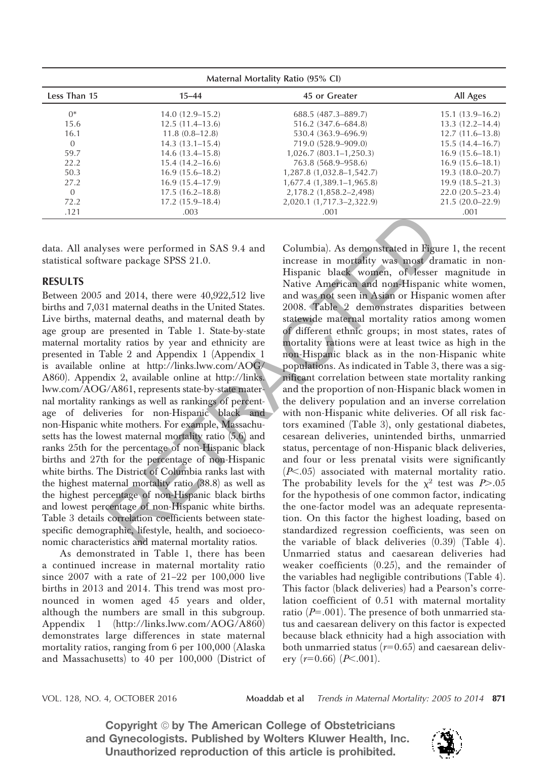| Maternal Mortality Ratio (95% CI) | | | |
|---|---|---|---|
| Less Than 15 | 15–44 | 45 or Greater | All Ages |
| 0* | 14.0 (12.9–15.2) | 688.5 (487.3–889.7) | 15.1 (13.9–16.2) |
| 15.6 | 12.5 (11.4–13.6) | 516.2 (347.6–684.8) | 13.3 (12.2–14.4) |
| 16.1 | 11.8 (0.8–12.8) | 530.4 (363.9–696.9) | 12.7 (11.6–13.8) |
| 0 | 14.3 (13.1–15.4) | 719.0 (528.9–909.0) | 15.5 (14.4–16.7) |
| 59.7 | 14.6 (13.4–15.8) | 1,026.7 (803.1–1,250.3) | 16.9 (15.6–18.1) |
| 22.2 | 15.4 (14.2–16.6) | 763.8 (568.9–958.6) | 16.9 (15.6–18.1) |
| 50.3 | 16.9 (15.6–18.2) | 1,287.8 (1,032.8–1,542.7) | 19.3 (18.0–20.7) |
| 27.2 | 16.9 (15.4–17.9) | 1,677.4 (1,389.1–1,965.8) | 19.9 (18.5–21.3) |
| 0 | 17.5 (16.2–18.8) | 2,178.2 (1,858.2–2,498) | 22.0 (20.5–23.4) |
| 72.2 | 17.2 (15.9–18.4) | 2,020.1 (1,717.3–2,322.9) | 21.5 (20.0–22.9) |
| .121 | .003 | .001 | .001 |

data. All analyses were performed in SAS 9.4 and statistical software package SPSS 21.0.

## RESULTS

Between 2005 and 2014, there were 40,922,512 live births and 7,031 maternal deaths in the United States. Live births, maternal deaths, and maternal death by age group are presented in Table 1. State-by-state maternal mortality ratios by year and ethnicity are presented in Table 2 and Appendix 1 (Appendix 1 is available online at http://links.lww.com/AOG/A860). Appendix 2, available online at http://links.lww.com/AOG/A861, represents state-by-state maternal mortality rankings as well as rankings of percentage of deliveries for non-Hispanic black and non-Hispanic white mothers. For example, Massachusetts has the lowest maternal mortality ratio (5.6) and ranks 25th for the percentage of non-Hispanic black births and 27th for the percentage of non-Hispanic white births. The District of Columbia ranks last with the highest maternal mortality ratio (38.8) as well as the highest percentage of non-Hispanic black births and lowest percentage of non-Hispanic white births. Table 3 details correlation coefficients between state-specific demographic, lifestyle, health, and socioeconomic characteristics and maternal mortality ratios.

As demonstrated in Table 1, there has been a continued increase in maternal mortality ratio since 2007 with a rate of 21–22 per 100,000 live births in 2013 and 2014. This trend was most pronounced in women aged 45 years and older, although the numbers are small in this subgroup. Appendix 1 (http://links.lww.com/AOG/A860) demonstrates large differences in state maternal mortality ratios, ranging from 6 per 100,000 (Alaska and Massachusetts) to 40 per 100,000 (District of Columbia). As demonstrated in Figure 1, the recent increase in mortality was most dramatic in non-Hispanic black women, of lesser magnitude in Native American and non-Hispanic white women, and was not seen in Asian or Hispanic women after 2008. Table 2 demonstrates disparities between statewide maternal mortality ratios among women of different ethnic groups; in most states, rates of mortality rations were at least twice as high in the non-Hispanic black as in the non-Hispanic white populations. As indicated in Table 3, there was a significant correlation between state mortality ranking and the proportion of non-Hispanic black women in the delivery population and an inverse correlation with non-Hispanic white deliveries. Of all risk factors examined (Table 3), only gestational diabetes, cesarean deliveries, unintended births, unmarried status, percentage of non-Hispanic black deliveries, and four or less prenatal visits were significantly ($P<.05$) associated with maternal mortality ratio. The probability levels for the $\chi^2$ test was $P>.05$ for the hypothesis of one common factor, indicating the one-factor model was an adequate representation. On this factor the highest loading, based on standardized regression coefficients, was seen on the variable of black deliveries (0.39) (Table 4). Unmarried status and caesarean deliveries had weaker coefficients (0.25), and the remainder of the variables had negligible contributions (Table 4). This factor (black deliveries) had a Pearson's correlation coefficient of 0.51 with maternal mortality ratio ($P=.001$). The presence of both unmarried status and caesarean delivery on this factor is expected because black ethnicity had a high association with both unmarried status ($r=0.65$) and caesarean delivery ($r=0.66$) ($P<.001$).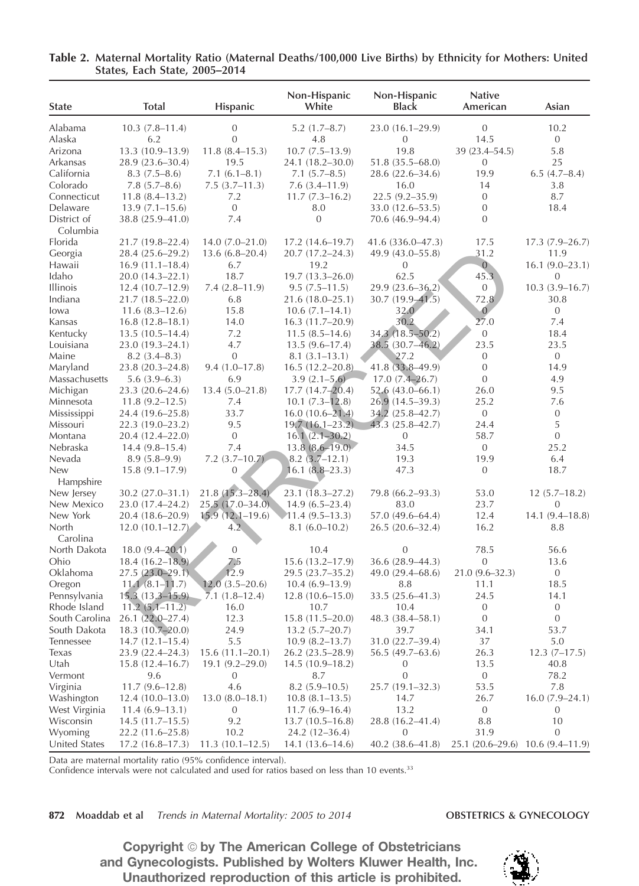**Table 2. Maternal Mortality Ratio (Maternal Deaths/100,000 Live Births) by Ethnicity for Mothers: United States, Each State, 2005–2014**

| State | Total | Hispanic | Non-Hispanic White | Non-Hispanic Black | Native American | Asian |
|---|---|---|---|---|---|---|
| Alabama | 10.3 (7.8–11.4) | 0 | 5.2 (1.7–8.7) | 23.0 (16.1–29.9) | 0 | 10.2 |
| Alaska | 6.2 | 0 | 4.8 | 0 | 14.5 | 0 |
| Arizona | 13.3 (10.9–13.9) | 11.8 (8.4–15.3) | 10.7 (7.5–13.9) | 19.8 | 39 (23.4–54.5) | 5.8 |
| Arkansas | 28.9 (23.6–30.4) | 19.5 | 24.1 (18.2–30.0) | 51.8 (35.5–68.0) | 0 | 25 |
| California | 8.3 (7.5–8.6) | 7.1 (6.1–8.1) | 7.1 (5.7–8.5) | 28.6 (22.6–34.6) | 19.9 | 6.5 (4.7–8.4) |
| Colorado | 7.8 (5.7–8.6) | 7.5 (3.7–11.3) | 7.6 (3.4–11.9) | 16.0 | 14 | 3.8 |
| Connecticut | 11.8 (8.4–13.2) | 7.2 | 11.7 (7.3–16.2) | 22.5 (9.2–35.9) | 0 | 8.7 |
| Delaware | 13.9 (7.1–15.6) | 0 | 8.0 | 33.0 (12.6–53.5) | 0 | 18.4 |
| District of Columbia | 38.8 (25.9–41.0) | 7.4 | 0 | 70.6 (46.9–94.4) | 0 | |
| Florida | 21.7 (19.8–22.4) | 14.0 (7.0–21.0) | 17.2 (14.6–19.7) | 41.6 (336.0–47.3) | 17.5 | 17.3 (7.9–26.7) |
| Georgia | 28.4 (25.6–29.2) | 13.6 (6.8–20.4) | 20.7 (17.2–24.3) | 49.9 (43.0–55.8) | 31.2 | 11.9 |
| Hawaii | 16.9 (11.1–18.4) | 6.7 | 19.2 | 0 | 0 | 16.1 (9.0–23.1) |
| Idaho | 20.0 (14.3–22.1) | 18.7 | 19.7 (13.3–26.0) | 62.5 | 45.3 | 0 |
| Illinois | 12.4 (10.7–12.9) | 7.4 (2.8–11.9) | 9.5 (7.5–11.5) | 29.9 (23.6–36.2) | 0 | 10.3 (3.9–16.7) |
| Indiana | 21.7 (18.5–22.0) | 6.8 | 21.6 (18.0–25.1) | 30.7 (19.9–41.5) | 72.8 | 30.8 |
| Iowa | 11.6 (8.3–12.6) | 15.8 | 10.6 (7.1–14.1) | 32.0 | 0 | 0 |
| Kansas | 16.8 (12.8–18.1) | 14.0 | 16.3 (11.7–20.9) | 30.2 | 27.0 | 7.4 |
| Kentucky | 13.5 (10.5–14.4) | 7.2 | 11.5 (8.5–14.6) | 34.3 (18.5–50.2) | 0 | 18.4 |
| Louisiana | 23.0 (19.3–24.1) | 4.7 | 13.5 (9.6–17.4) | 38.5 (30.7–46.2) | 23.5 | 23.5 |
| Maine | 8.2 (3.4–8.3) | 0 | 8.1 (3.1–13.1) | 27.2 | 0 | 0 |
| Maryland | 23.8 (20.3–24.8) | 9.4 (1.0–17.8) | 16.5 (12.2–20.8) | 41.8 (33.8–49.9) | 0 | 14.9 |
| Massachusetts | 5.6 (3.9–6.3) | 6.9 | 3.9 (2.1–5.6) | 17.0 (7.4–26.7) | 0 | 4.9 |
| Michigan | 23.3 (20.6–24.6) | 13.4 (5.0–21.8) | 17.7 (14.7–20.4) | 52.6 (43.0–66.1) | 26.0 | 9.5 |
| Minnesota | 11.8 (9.2–12.5) | 7.4 | 10.1 (7.3–12.8) | 26.9 (14.5–39.3) | 25.2 | 7.6 |
| Mississippi | 24.4 (19.6–25.8) | 33.7 | 16.0 (10.6–21.4) | 34.2 (25.8–42.7) | 0 | 0 |
| Missouri | 22.3 (19.0–23.2) | 9.5 | 19.7 (16.1–23.2) | 43.3 (25.8–42.7) | 24.4 | 5 |
| Montana | 20.4 (12.4–22.0) | 0 | 16.1 (2.1–30.2) | 0 | 58.7 | 0 |
| Nebraska | 14.4 (9.8–15.4) | 7.4 | 13.8 (8.6–19.0) | 34.5 | 0 | 25.2 |
| Nevada | 8.9 (5.8–9.9) | 7.2 (3.7–10.7) | 8.2 (3.7–12.1) | 19.3 | 19.9 | 6.4 |
| New Hampshire | 15.8 (9.1–17.9) | 0 | 16.1 (8.8–23.3) | 47.3 | 0 | 18.7 |
| New Jersey | 30.2 (27.0–31.1) | 21.8 (15.3–28.4) | 23.1 (18.3–27.2) | 79.8 (66.2–93.3) | 53.0 | 12 (5.7–18.2) |
| New Mexico | 23.0 (17.4–24.2) | 25.5 (17.0–34.0) | 14.9 (6.5–23.4) | 83.0 | 23.7 | 0 |
| New York | 20.4 (18.6–20.9) | 15.9 (12.1–19.6) | 11.4 (9.5–13.3) | 57.0 (49.6–64.4) | 12.4 | 14.1 (9.4–18.8) |
| North Carolina | 12.0 (10.1–12.7) | 4.2 | 8.1 (6.0–10.2) | 26.5 (20.6–32.4) | 16.2 | 8.8 |
| North Dakota | 18.0 (9.4–20.1) | 0 | 10.4 | 0 | 78.5 | 56.6 |
| Ohio | 18.4 (16.2–18.9) | 7.5 | 15.6 (13.2–17.9) | 36.6 (28.9–44.3) | 0 | 13.6 |
| Oklahoma | 27.5 (23.0–29.1) | 12.9 | 29.5 (23.7–35.2) | 49.0 (29.4–68.6) | 21.0 (9.6–32.3) | 0 |
| Oregon | 11.1 (8.1–11.7) | 12.0 (3.5–20.6) | 10.4 (6.9–13.9) | 8.8 | 11.1 | 18.5 |
| Pennsylvania | 15.3 (13.3–15.9) | 7.1 (1.8–12.4) | 12.8 (10.6–15.0) | 33.5 (25.6–41.3) | 24.5 | 14.1 |
| Rhode Island | 11.2 (5.1–11.2) | 16.0 | 10.7 | 10.4 | 0 | 0 |
| South Carolina | 26.1 (22.0–27.4) | 12.3 | 15.8 (11.5–20.0) | 48.3 (38.4–58.1) | 0 | 0 |
| South Dakota | 18.3 (10.7–20.0) | 24.9 | 13.2 (5.7–20.7) | 39.7 | 34.1 | 53.7 |
| Tennessee | 14.7 (12.1–15.4) | 5.5 | 10.9 (8.2–13.7) | 31.0 (22.7–39.4) | 37 | 5.0 |
| Texas | 23.9 (22.4–24.3) | 15.6 (11.1–20.1) | 26.2 (23.5–28.9) | 56.5 (49.7–63.6) | 26.3 | 12.3 (7–17.5) |
| Utah | 15.8 (12.4–16.7) | 19.1 (9.2–29.0) | 14.5 (10.9–18.2) | 0 | 13.5 | 40.8 |
| Vermont | 9.6 | 0 | 8.7 | 0 | 0 | 78.2 |
| Virginia | 11.7 (9.6–12.8) | 4.6 | 8.2 (5.9–10.5) | 25.7 (19.1–32.3) | 53.5 | 7.8 |
| Washington | 12.4 (10.0–13.0) | 13.0 (8.0–18.1) | 10.8 (8.1–13.5) | 14.7 | 26.7 | 16.0 (7.9–24.1) |
| West Virginia | 11.4 (6.9–13.1) | 0 | 11.7 (6.9–16.4) | 13.2 | 0 | 0 |
| Wisconsin | 14.5 (11.7–15.5) | 9.2 | 13.7 (10.5–16.8) | 28.8 (16.2–41.4) | 8.8 | 10 |
| Wyoming | 22.2 (11.6–25.8) | 10.2 | 24.2 (12–36.4) | 0 | 31.9 | 0 |
| United States | 17.2 (16.8–17.3) | 11.3 (10.1–12.5) | 14.1 (13.6–14.6) | 40.2 (38.6–41.8) | 25.1 (20.6–29.6) | 10.6 (9.4–11.9) |

Data are maternal mortality ratio (95% confidence interval).
Confidence intervals were not calculated and used for ratios based on less than 10 events.[33]

Copyright © by The American College of Obstetricians and Gynecologists. Published by Wolters Kluwer Health, Inc. Unauthorized reproduction of this article is prohibited.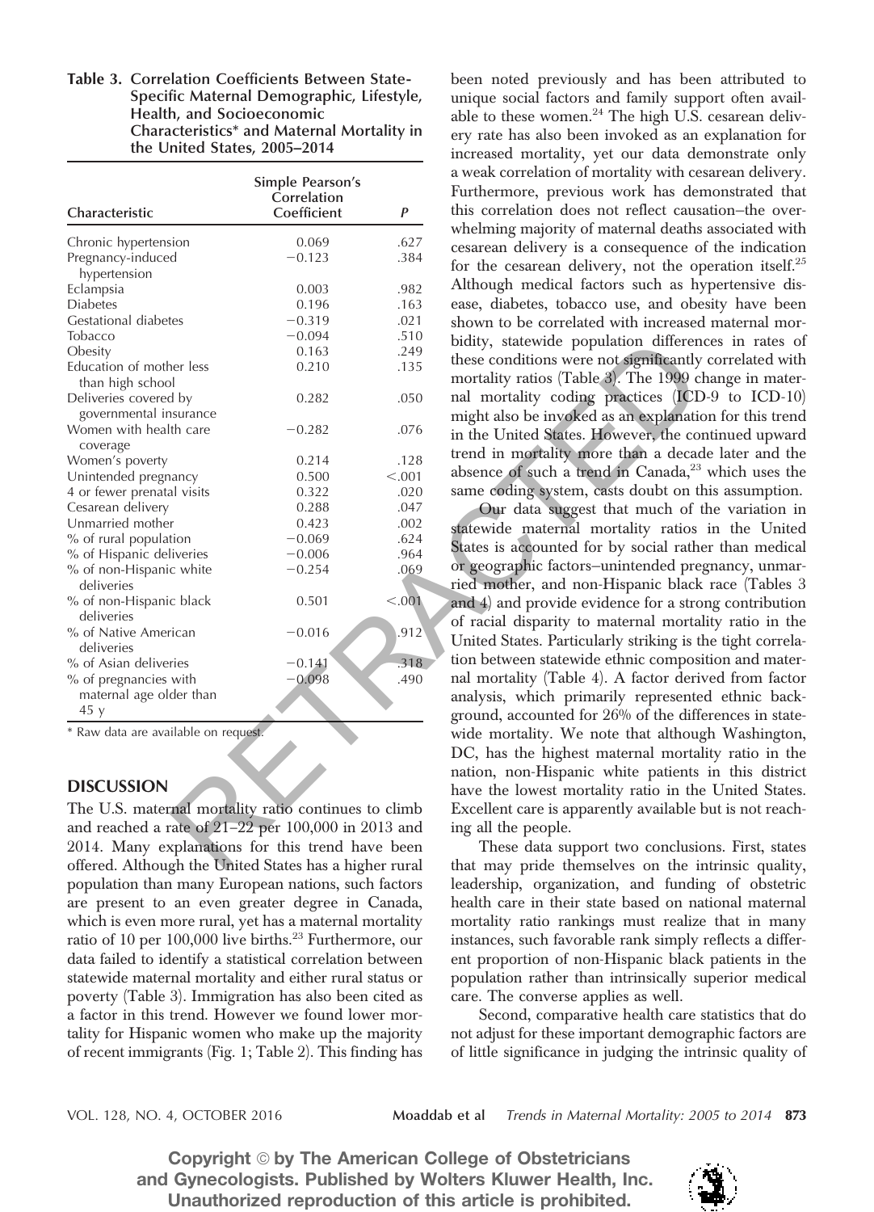**Table 3. Correlation Coefficients Between State-Specific Maternal Demographic, Lifestyle, Health, and Socioeconomic Characteristics* and Maternal Mortality in the United States, 2005–2014**

| Characteristic | Simple Pearson's Correlation Coefficient | P |
|---|---|---|
| Chronic hypertension | 0.069 | .627 |
| Pregnancy-induced hypertension | −0.123 | .384 |
| Eclampsia | 0.003 | .982 |
| Diabetes | 0.196 | .163 |
| Gestational diabetes | −0.319 | .021 |
| Tobacco | −0.094 | .510 |
| Obesity | 0.163 | .249 |
| Education of mother less than high school | 0.210 | .135 |
| Deliveries covered by governmental insurance | 0.282 | .050 |
| Women with health care coverage | −0.282 | .076 |
| Women's poverty | 0.214 | .128 |
| Unintended pregnancy | 0.500 | <.001 |
| 4 or fewer prenatal visits | 0.322 | .020 |
| Cesarean delivery | 0.288 | .047 |
| Unmarried mother | 0.423 | .002 |
| % of rural population | −0.069 | .624 |
| % of Hispanic deliveries | −0.006 | .964 |
| % of non-Hispanic white deliveries | −0.254 | .069 |
| % of non-Hispanic black deliveries | 0.501 | <.001 |
| % of Native American deliveries | −0.016 | .912 |
| % of Asian deliveries | −0.141 | .318 |
| % of pregnancies with maternal age older than 45 y | −0.098 | .490 |

* Raw data are available on request.

## DISCUSSION

The U.S. maternal mortality ratio continues to climb and reached a rate of 21–22 per 100,000 in 2013 and 2014. Many explanations for this trend have been offered. Although the United States has a higher rural population than many European nations, such factors are present to an even greater degree in Canada, which is even more rural, yet has a maternal mortality ratio of 10 per 100,000 live births.[23] Furthermore, our data failed to identify a statistical correlation between statewide maternal mortality and either rural status or poverty (Table 3). Immigration has also been cited as a factor in this trend. However we found lower mortality for Hispanic women who make up the majority of recent immigrants (Fig. 1; Table 2). This finding has been noted previously and has been attributed to unique social factors and family support often available to these women.[24] The high U.S. cesarean delivery rate has also been invoked as an explanation for increased mortality, yet our data demonstrate only a weak correlation of mortality with cesarean delivery. Furthermore, previous work has demonstrated that this correlation does not reflect causation–the overwhelming majority of maternal deaths associated with cesarean delivery is a consequence of the indication for the cesarean delivery, not the operation itself.[25] Although medical factors such as hypertensive disease, diabetes, tobacco use, and obesity have been shown to be correlated with increased maternal morbidity, statewide population differences in rates of these conditions were not significantly correlated with mortality ratios (Table 3). The 1999 change in maternal mortality coding practices (ICD-9 to ICD-10) might also be invoked as an explanation for this trend in the United States. However, the continued upward trend in mortality more than a decade later and the absence of such a trend in Canada,[23] which uses the same coding system, casts doubt on this assumption.

Our data suggest that much of the variation in statewide maternal mortality ratios in the United States is accounted for by social rather than medical or geographic factors–unintended pregnancy, unmarried mother, and non-Hispanic black race (Tables 3 and 4) and provide evidence for a strong contribution of racial disparity to maternal mortality ratio in the United States. Particularly striking is the tight correlation between statewide ethnic composition and maternal mortality (Table 4). A factor derived from factor analysis, which primarily represented ethnic background, accounted for 26% of the differences in statewide mortality. We note that although Washington, DC, has the highest maternal mortality ratio in the nation, non-Hispanic white patients in this district have the lowest mortality ratio in the United States. Excellent care is apparently available but is not reaching all the people.

These data support two conclusions. First, states that may pride themselves on the intrinsic quality, leadership, organization, and funding of obstetric health care in their state based on national maternal mortality ratio rankings must realize that in many instances, such favorable rank simply reflects a different proportion of non-Hispanic black patients in the population rather than intrinsically superior medical care. The converse applies as well.

Second, comparative health care statistics that do not adjust for these important demographic factors are of little significance in judging the intrinsic quality of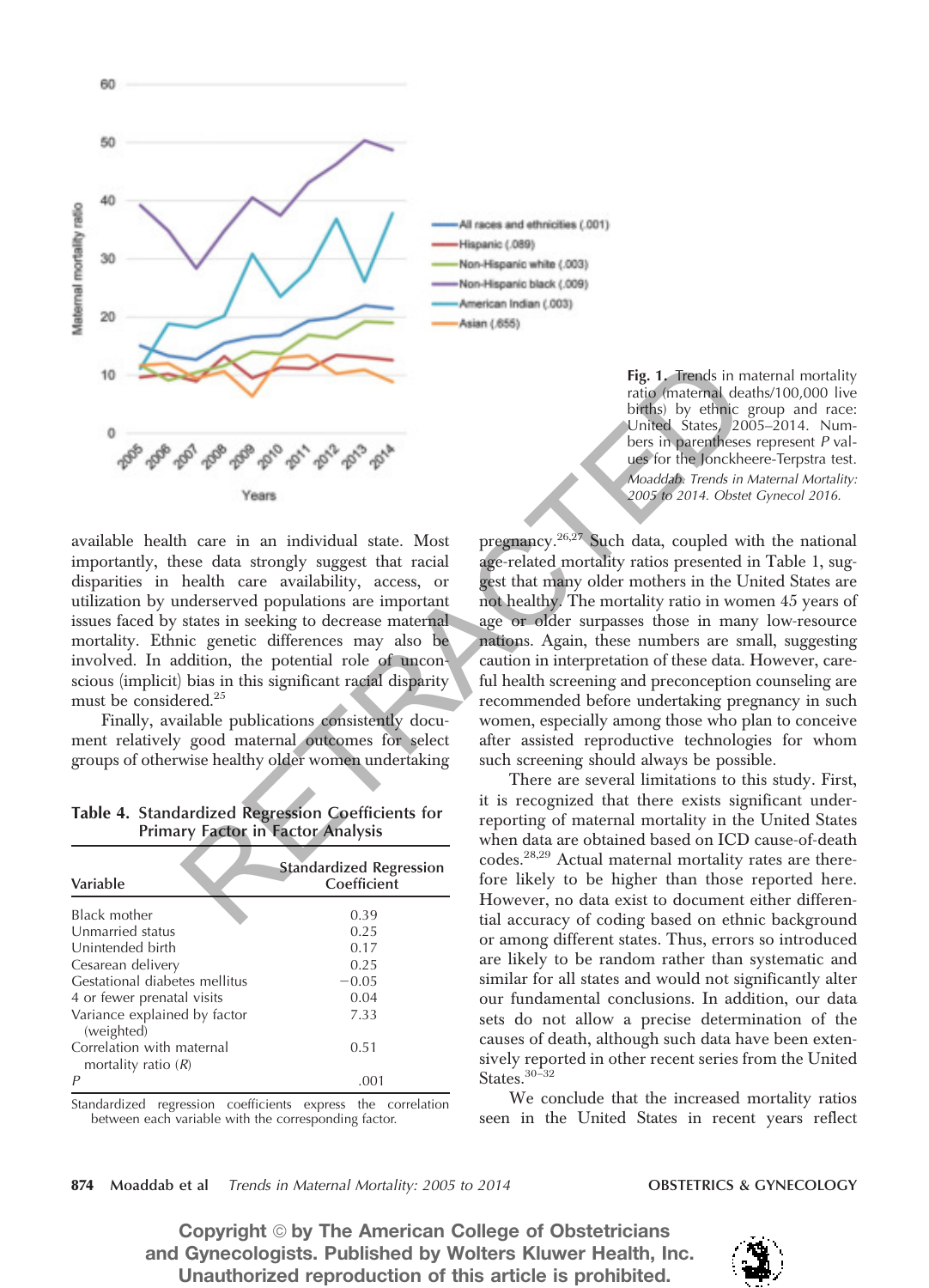Fig. 1. Trends in maternal mortality ratio (maternal deaths/100,000 live births) by ethnic group and race: United States, 2005–2014. Numbers in parentheses represent *P* values for the Jonckheere-Terpstra test.

*Moaddab. Trends in Maternal Mortality: 2005 to 2014. Obstet Gynecol 2016.*

available health care in an individual state. Most importantly, these data strongly suggest that racial disparities in health care availability, access, or utilization by underserved populations are important issues faced by states in seeking to decrease maternal mortality. Ethnic genetic differences may also be involved. In addition, the potential role of unconscious (implicit) bias in this significant racial disparity must be considered.[25]

Finally, available publications consistently document relatively good maternal outcomes for select groups of otherwise healthy older women undertaking pregnancy.[26,27] Such data, coupled with the national age-related mortality ratios presented in Table 1, suggest that many older mothers in the United States are not healthy. The mortality ratio in women 45 years of age or older surpasses those in many low-resource nations. Again, these numbers are small, suggesting caution in interpretation of these data. However, careful health screening and preconception counseling are recommended before undertaking pregnancy in such women, especially among those who plan to conceive after assisted reproductive technologies for whom such screening should always be possible.

There are several limitations to this study. First, it is recognized that there exists significant underreporting of maternal mortality in the United States when data are obtained based on ICD cause-of-death codes.[28,29] Actual maternal mortality rates are therefore likely to be higher than those reported here. However, no data exist to document either differential accuracy of coding based on ethnic background or among different states. Thus, errors so introduced are likely to be random rather than systematic and similar for all states and would not significantly alter our fundamental conclusions. In addition, our data sets do not allow a precise determination of the causes of death, although such data have been extensively reported in other recent series from the United States.[30–32]

We conclude that the increased mortality ratios seen in the United States in recent years reflect

**Table 4. Standardized Regression Coefficients for Primary Factor in Factor Analysis**

| Variable | Standardized Regression Coefficient |
|---|---|
| Black mother | 0.39 |
| Unmarried status | 0.25 |
| Unintended birth | 0.17 |
| Cesarean delivery | 0.25 |
| Gestational diabetes mellitus | −0.05 |
| 4 or fewer prenatal visits | 0.04 |
| Variance explained by factor (weighted) | 7.33 |
| Correlation with maternal mortality ratio (*R*) | 0.51 |
| *P* | .001 |

Standardized regression coefficients express the correlation between each variable with the corresponding factor.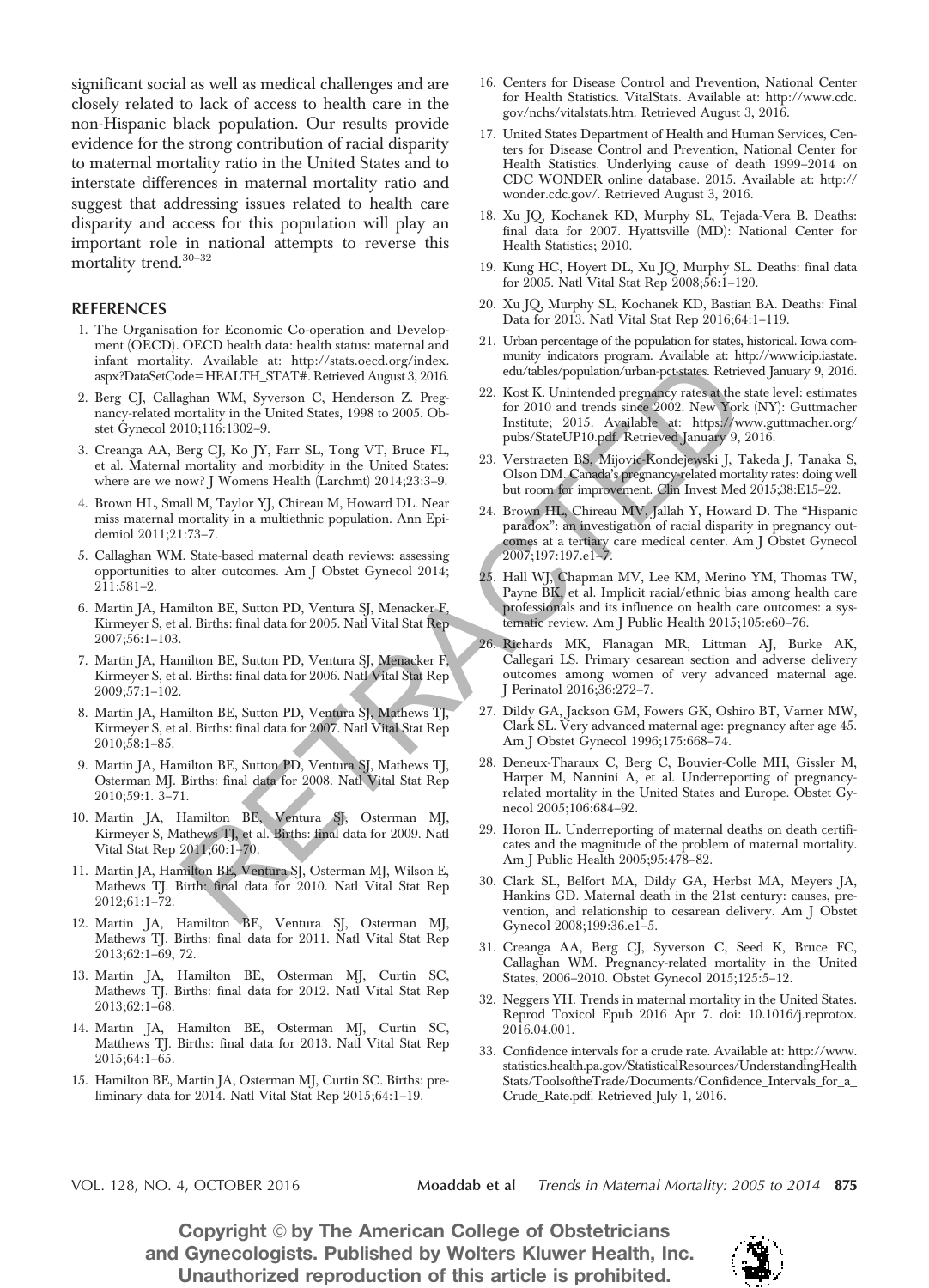significant social as well as medical challenges and are closely related to lack of access to health care in the non-Hispanic black population. Our results provide evidence for the strong contribution of racial disparity to maternal mortality ratio in the United States and to interstate differences in maternal mortality ratio and suggest that addressing issues related to health care disparity and access for this population will play an important role in national attempts to reverse this mortality trend.[30–32]

## REFERENCES

1. The Organisation for Economic Co-operation and Development (OECD). OECD health data: health status: maternal and infant mortality. Available at: http://stats.oecd.org/index.aspx?DataSetCode=HEALTH_STAT#. Retrieved August 3, 2016.
2. Berg CJ, Callaghan WM, Syverson C, Henderson Z. Pregnancy-related mortality in the United States, 1998 to 2005. Obstet Gynecol 2010;116:1302–9.
3. Creanga AA, Berg CJ, Ko JY, Farr SL, Tong VT, Bruce FL, et al. Maternal mortality and morbidity in the United States: where are we now? J Womens Health (Larchmt) 2014;23:3–9.
4. Brown HL, Small M, Taylor YJ, Chireau M, Howard DL. Near miss maternal mortality in a multiethnic population. Ann Epidemiol 2011;21:73–7.
5. Callaghan WM. State-based maternal death reviews: assessing opportunities to alter outcomes. Am J Obstet Gynecol 2014;211:581–2.
6. Martin JA, Hamilton BE, Sutton PD, Ventura SJ, Menacker F, Kirmeyer S, et al. Births: final data for 2005. Natl Vital Stat Rep 2007;56:1–103.
7. Martin JA, Hamilton BE, Sutton PD, Ventura SJ, Menacker F, Kirmeyer S, et al. Births: final data for 2006. Natl Vital Stat Rep 2009;57:1–102.
8. Martin JA, Hamilton BE, Sutton PD, Ventura SJ, Mathews TJ, Kirmeyer S, et al. Births: final data for 2007. Natl Vital Stat Rep 2010;58:1–85.
9. Martin JA, Hamilton BE, Sutton PD, Ventura SJ, Mathews TJ, Osterman MJ. Births: final data for 2008. Natl Vital Stat Rep 2010;59:1. 3–71.
10. Martin JA, Hamilton BE, Ventura SJ, Osterman MJ, Kirmeyer S, Mathews TJ, et al. Births: final data for 2009. Natl Vital Stat Rep 2011;60:1–70.
11. Martin JA, Hamilton BE, Ventura SJ, Osterman MJ, Wilson E, Mathews TJ. Birth: final data for 2010. Natl Vital Stat Rep 2012;61:1–72.
12. Martin JA, Hamilton BE, Ventura SJ, Osterman MJ, Mathews TJ. Births: final data for 2011. Natl Vital Stat Rep 2013;62:1–69, 72.
13. Martin JA, Hamilton BE, Osterman MJ, Curtin SC, Mathews TJ. Births: final data for 2012. Natl Vital Stat Rep 2013;62:1–68.
14. Martin JA, Hamilton BE, Osterman MJ, Curtin SC, Matthews TJ. Births: final data for 2013. Natl Vital Stat Rep 2015;64:1–65.
15. Hamilton BE, Martin JA, Osterman MJ, Curtin SC. Births: preliminary data for 2014. Natl Vital Stat Rep 2015;64:1–19.
16. Centers for Disease Control and Prevention, National Center for Health Statistics. VitalStats. Available at: http://www.cdc.gov/nchs/vitalstats.htm. Retrieved August 3, 2016.
17. United States Department of Health and Human Services, Centers for Disease Control and Prevention, National Center for Health Statistics. Underlying cause of death 1999–2014 on CDC WONDER online database. 2015. Available at: http://wonder.cdc.gov/. Retrieved August 3, 2016.
18. Xu JQ, Kochanek KD, Murphy SL, Tejada-Vera B. Deaths: final data for 2007. Hyattsville (MD): National Center for Health Statistics; 2010.
19. Kung HC, Hoyert DL, Xu JQ, Murphy SL. Deaths: final data for 2005. Natl Vital Stat Rep 2008;56:1–120.
20. Xu JQ, Murphy SL, Kochanek KD, Bastian BA. Deaths: Final Data for 2013. Natl Vital Stat Rep 2016;64:1–119.
21. Urban percentage of the population for states, historical. Iowa community indicators program. Available at: http://www.icip.iastate.edu/tables/population/urban-pct-states. Retrieved January 9, 2016.
22. Kost K. Unintended pregnancy rates at the state level: estimates for 2010 and trends since 2002. New York (NY): Guttmacher Institute; 2015. Available at: https://www.guttmacher.org/pubs/StateUP10.pdf. Retrieved January 9, 2016.
23. Verstraeten BS, Mijovic-Kondejewski J, Takeda J, Tanaka S, Olson DM. Canada's pregnancy-related mortality rates: doing well but room for improvement. Clin Invest Med 2015;38:E15–22.
24. Brown HL, Chireau MV, Jallah Y, Howard D. The "Hispanic paradox": an investigation of racial disparity in pregnancy outcomes at a tertiary care medical center. Am J Obstet Gynecol 2007;197:197.e1–7.
25. Hall WJ, Chapman MV, Lee KM, Merino YM, Thomas TW, Payne BK, et al. Implicit racial/ethnic bias among health care professionals and its influence on health care outcomes: a systematic review. Am J Public Health 2015;105:e60–76.
26. Richards MK, Flanagan MR, Littman AJ, Burke AK, Callegari LS. Primary cesarean section and adverse delivery outcomes among women of very advanced maternal age. J Perinatol 2016;36:272–7.
27. Dildy GA, Jackson GM, Fowers GK, Oshiro BT, Varner MW, Clark SL. Very advanced maternal age: pregnancy after age 45. Am J Obstet Gynecol 1996;175:668–74.
28. Deneux-Tharaux C, Berg C, Bouvier-Colle MH, Gissler M, Harper M, Nannini A, et al. Underreporting of pregnancy-related mortality in the United States and Europe. Obstet Gynecol 2005;106:684–92.
29. Horon IL. Underreporting of maternal deaths on death certificates and the magnitude of the problem of maternal mortality. Am J Public Health 2005;95:478–82.
30. Clark SL, Belfort MA, Dildy GA, Herbst MA, Meyers JA, Hankins GD. Maternal death in the 21st century: causes, prevention, and relationship to cesarean delivery. Am J Obstet Gynecol 2008;199:36.e1–5.
31. Creanga AA, Berg CJ, Syverson C, Seed K, Bruce FC, Callaghan WM. Pregnancy-related mortality in the United States, 2006–2010. Obstet Gynecol 2015;125:5–12.
32. Neggers YH. Trends in maternal mortality in the United States. Reprod Toxicol Epub 2016 Apr 7. doi: 10.1016/j.reprotox.2016.04.001.
33. Confidence intervals for a crude rate. Available at: http://www.statistics.health.pa.gov/StatisticalResources/UnderstandingHealthStats/ToolsoftheTrade/Documents/Confidence_Intervals_for_a_Crude_Rate.pdf. Retrieved July 1, 2016.